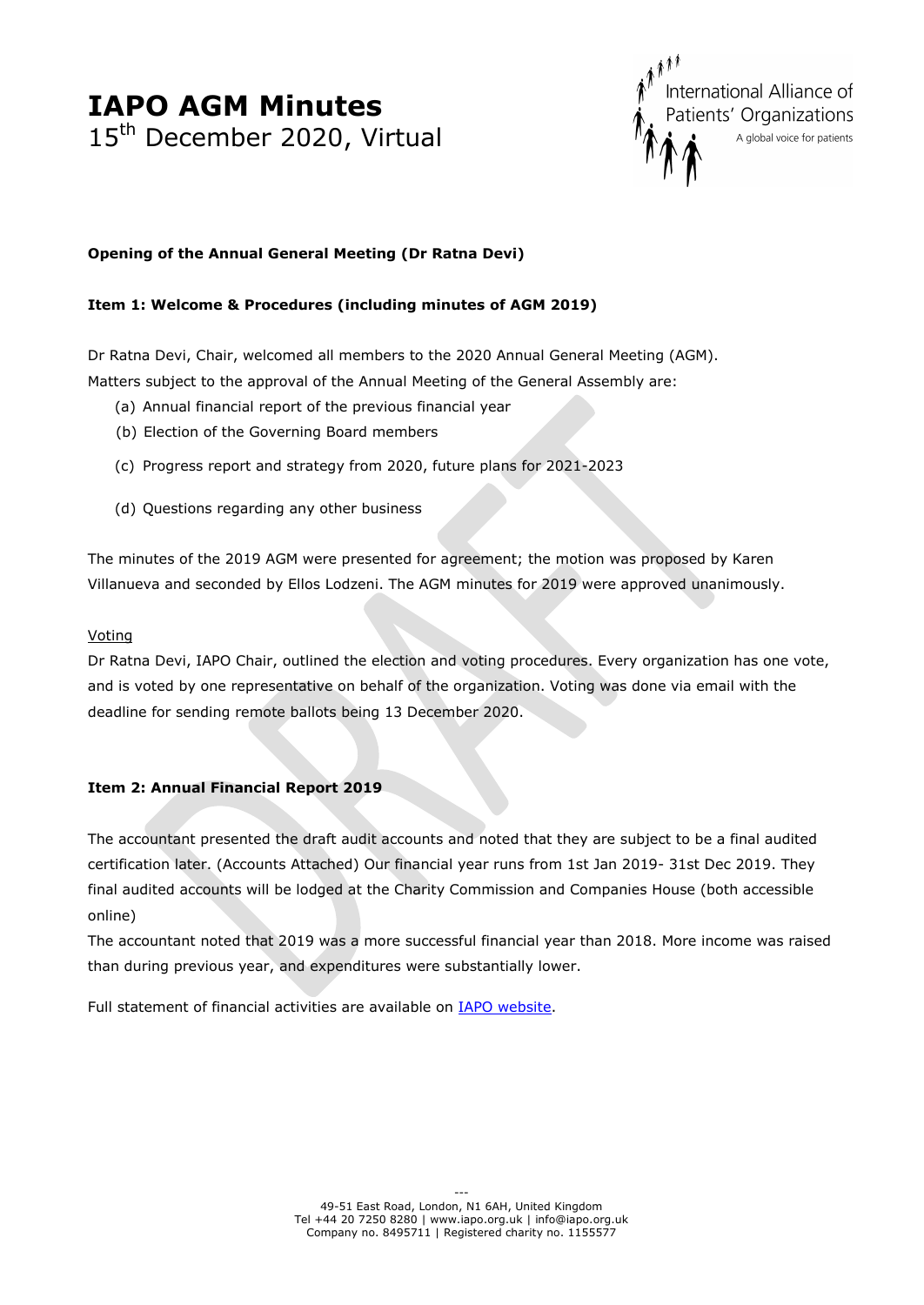# IAPO AGM Minutes

15th December 2020, Virtual

International Alliance of Patients' Organizations

A global voice for patients

**Opening of the Annual General Meeting (Dr Ratna Devi)**

**Item 1: Welcome & Procedures (including minutes of AGM 2019)**

Dr Ratna Devi, Chair, welcomed all members to the 2020 Annual General Meeting (AGM).
Matters subject to the approval of the Annual Meeting of the General Assembly are:

(a) Annual financial report of the previous financial year
(b) Election of the Governing Board members
(c) Progress report and strategy from 2020, future plans for 2021-2023
(d) Questions regarding any other business

The minutes of the 2019 AGM were presented for agreement; the motion was proposed by Karen Villanueva and seconded by Ellos Lodzeni. The AGM minutes for 2019 were approved unanimously.

Voting

Dr Ratna Devi, IAPO Chair, outlined the election and voting procedures. Every organization has one vote, and is voted by one representative on behalf of the organization. Voting was done via email with the deadline for sending remote ballots being 13 December 2020.

**Item 2: Annual Financial Report 2019**

The accountant presented the draft audit accounts and noted that they are subject to be a final audited certification later. (Accounts Attached) Our financial year runs from 1st Jan 2019- 31st Dec 2019. They final audited accounts will be lodged at the Charity Commission and Companies House (both accessible online)

The accountant noted that 2019 was a more successful financial year than 2018. More income was raised than during previous year, and expenditures were substantially lower.

Full statement of financial activities are available on IAPO website.

49-51 East Road, London, N1 6AH, United Kingdom
Tel +44 20 7250 8280 | www.iapo.org.uk | info@iapo.org.uk
Company no. 8495711 | Registered charity no. 1155577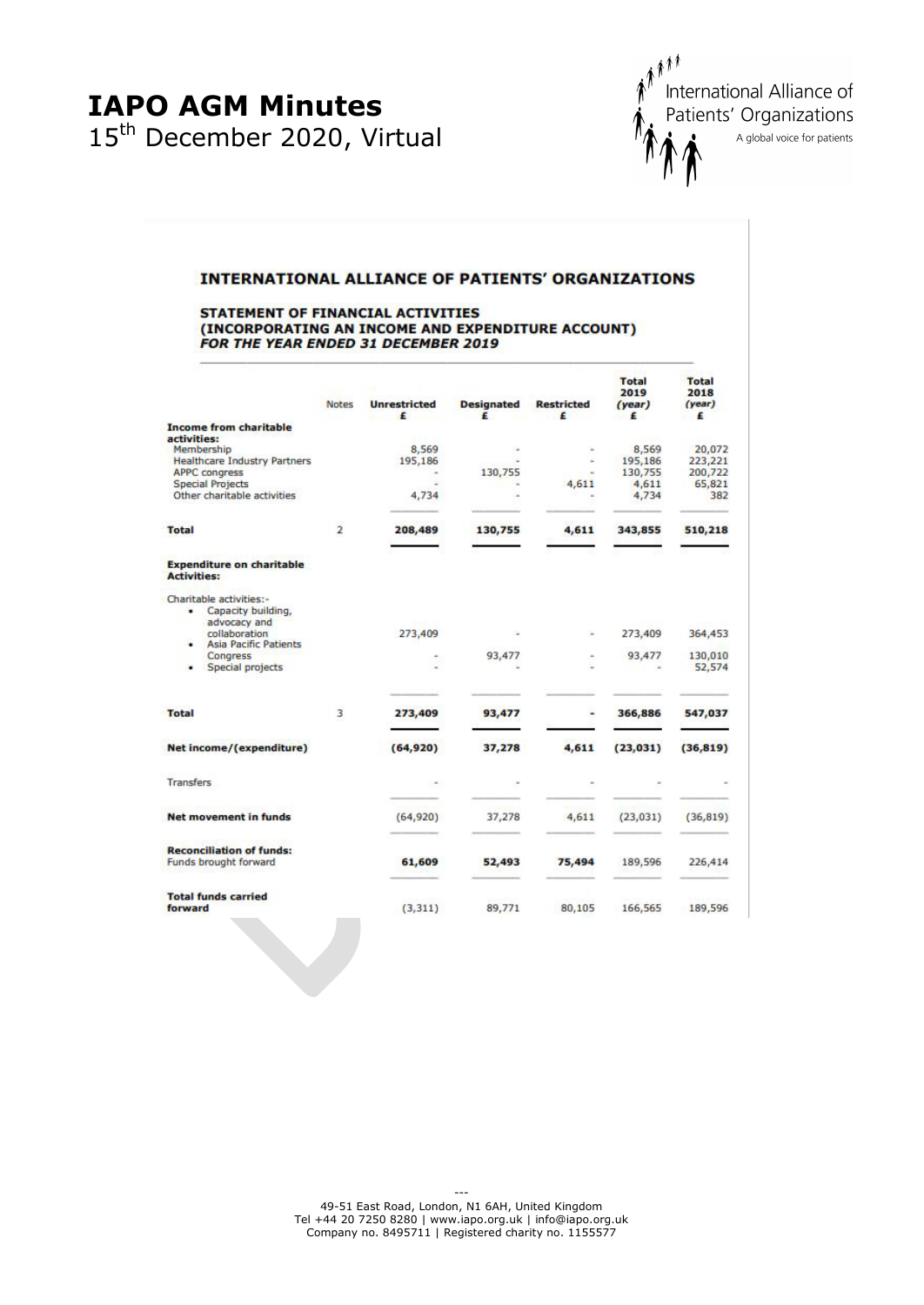## INTERNATIONAL ALLIANCE OF PATIENTS' ORGANIZATIONS

### STATEMENT OF FINANCIAL ACTIVITIES (INCORPORATING AN INCOME AND EXPENDITURE ACCOUNT) *FOR THE YEAR ENDED 31 DECEMBER 2019*

| | Notes | Unrestricted £ | Designated £ | Restricted £ | Total 2019 *(year)* £ | Total 2018 *(year)* £ |
|---|---|---|---|---|---|---|
| **Income from charitable activities:** | | | | | | |
| Membership | | 8,569 | - | - | 8,569 | 20,072 |
| Healthcare Industry Partners | | 195,186 | - | - | 195,186 | 223,221 |
| APPC congress | | - | 130,755 | - | 130,755 | 200,722 |
| Special Projects | | - | - | 4,611 | 4,611 | 65,821 |
| Other charitable activities | | 4,734 | - | - | 4,734 | 382 |
| **Total** | 2 | **208,489** | **130,755** | **4,611** | **343,855** | **510,218** |
| **Expenditure on charitable Activities:** | | | | | | |
| Charitable activities:- | | | | | | |
| • Capacity building, advocacy and collaboration | | 273,409 | - | - | 273,409 | 364,453 |
| • Asia Pacific Patients Congress | | - | 93,477 | - | 93,477 | 130,010 |
| • Special projects | | - | - | - | - | 52,574 |
| **Total** | 3 | **273,409** | **93,477** | **-** | **366,886** | **547,037** |
| **Net income/(expenditure)** | | **(64,920)** | **37,278** | **4,611** | **(23,031)** | **(36,819)** |
| Transfers | | - | - | - | - | - |
| **Net movement in funds** | | (64,920) | 37,278 | 4,611 | (23,031) | (36,819) |
| **Reconciliation of funds:** | | | | | | |
| Funds brought forward | | **61,609** | **52,493** | **75,494** | 189,596 | 226,414 |
| **Total funds carried forward** | | (3,311) | 89,771 | 80,105 | 166,565 | 189,596 |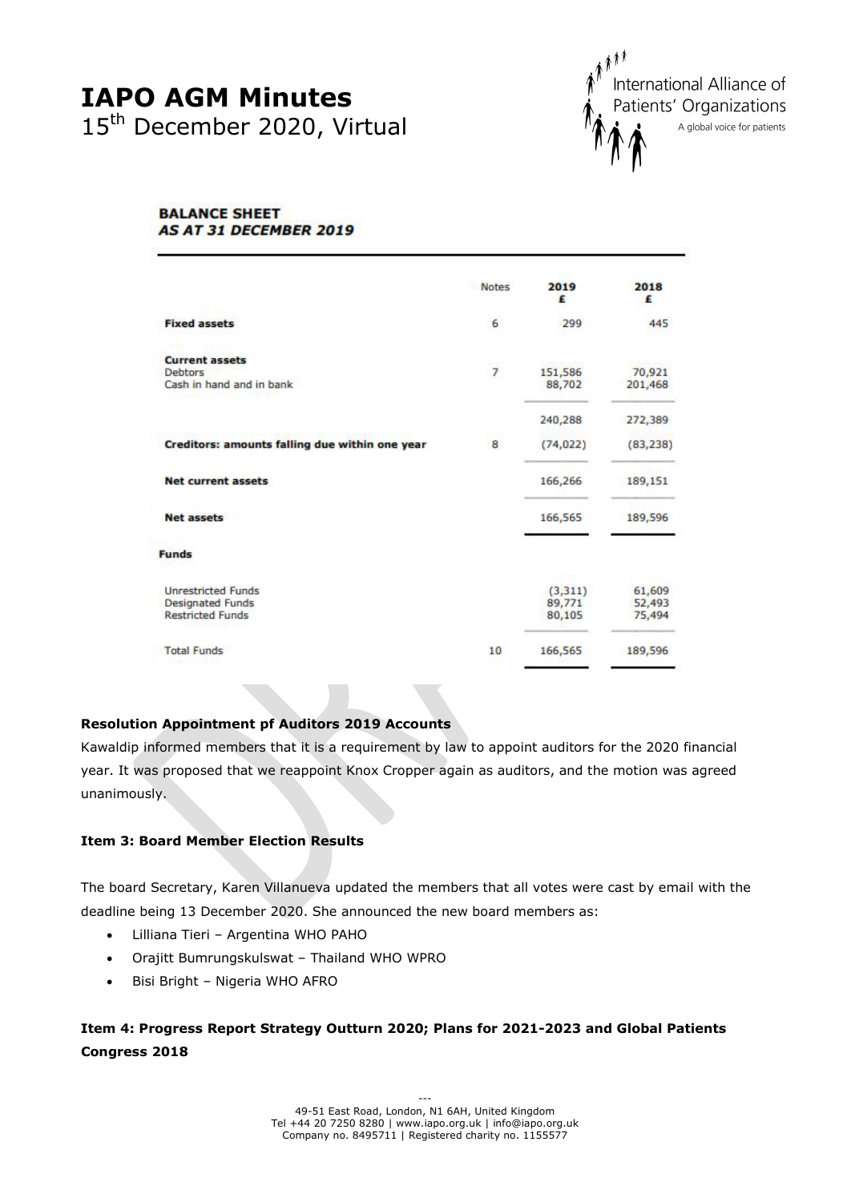# IAPO AGM Minutes
15th December 2020, Virtual

**BALANCE SHEET**
***AS AT 31 DECEMBER 2019***

| | Notes | 2019 £ | 2018 £ |
|---|---|---|---|
| **Fixed assets** | 6 | 299 | 445 |
| **Current assets** | | | |
| Debtors | 7 | 151,586 | 70,921 |
| Cash in hand and in bank | | 88,702 | 201,468 |
| | | 240,288 | 272,389 |
| **Creditors: amounts falling due within one year** | 8 | (74,022) | (83,238) |
| **Net current assets** | | 166,266 | 189,151 |
| **Net assets** | | 166,565 | 189,596 |
| **Funds** | | | |
| Unrestricted Funds | | (3,311) | 61,609 |
| Designated Funds | | 89,771 | 52,493 |
| Restricted Funds | | 80,105 | 75,494 |
| Total Funds | 10 | 166,565 | 189,596 |

**Resolution Appointment pf Auditors 2019 Accounts**

Kawaldip informed members that it is a requirement by law to appoint auditors for the 2020 financial year. It was proposed that we reappoint Knox Cropper again as auditors, and the motion was agreed unanimously.

**Item 3: Board Member Election Results**

The board Secretary, Karen Villanueva updated the members that all votes were cast by email with the deadline being 13 December 2020. She announced the new board members as:

- Lilliana Tieri – Argentina WHO PAHO
- Orajitt Bumrungskulswat – Thailand WHO WPRO
- Bisi Bright – Nigeria WHO AFRO

**Item 4: Progress Report Strategy Outturn 2020; Plans for 2021-2023 and Global Patients Congress 2018**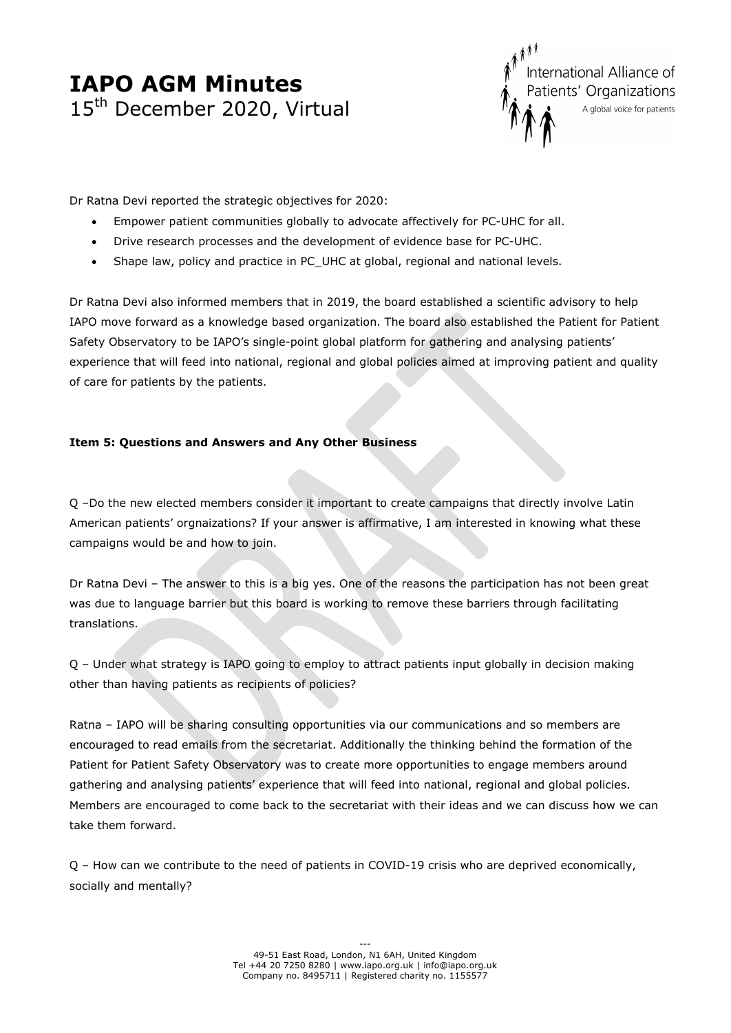Dr Ratna Devi reported the strategic objectives for 2020:

- Empower patient communities globally to advocate affectively for PC-UHC for all.
- Drive research processes and the development of evidence base for PC-UHC.
- Shape law, policy and practice in PC_UHC at global, regional and national levels.

Dr Ratna Devi also informed members that in 2019, the board established a scientific advisory to help IAPO move forward as a knowledge based organization. The board also established the Patient for Patient Safety Observatory to be IAPO's single-point global platform for gathering and analysing patients' experience that will feed into national, regional and global policies aimed at improving patient and quality of care for patients by the patients.

**Item 5: Questions and Answers and Any Other Business**

Q –Do the new elected members consider it important to create campaigns that directly involve Latin American patients' orgnaizations? If your answer is affirmative, I am interested in knowing what these campaigns would be and how to join.

Dr Ratna Devi – The answer to this is a big yes. One of the reasons the participation has not been great was due to language barrier but this board is working to remove these barriers through facilitating translations.

Q – Under what strategy is IAPO going to employ to attract patients input globally in decision making other than having patients as recipients of policies?

Ratna – IAPO will be sharing consulting opportunities via our communications and so members are encouraged to read emails from the secretariat. Additionally the thinking behind the formation of the Patient for Patient Safety Observatory was to create more opportunities to engage members around gathering and analysing patients' experience that will feed into national, regional and global policies. Members are encouraged to come back to the secretariat with their ideas and we can discuss how we can take them forward.

Q – How can we contribute to the need of patients in COVID-19 crisis who are deprived economically, socially and mentally?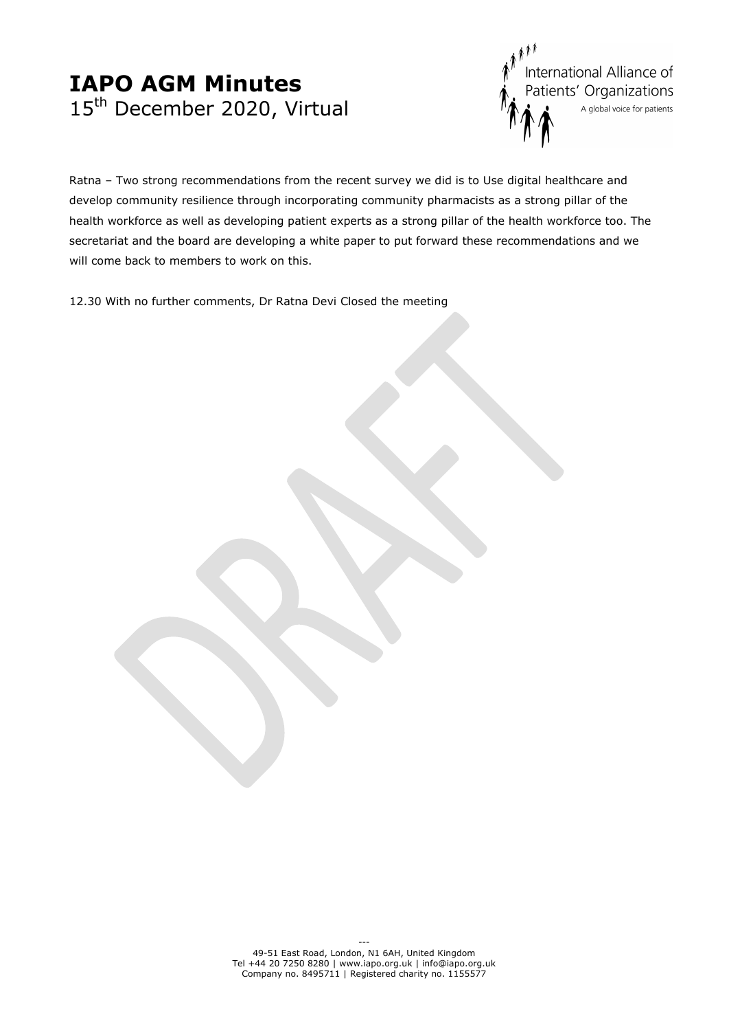# IAPO AGM Minutes
15th December 2020, Virtual

Ratna – Two strong recommendations from the recent survey we did is to Use digital healthcare and develop community resilience through incorporating community pharmacists as a strong pillar of the health workforce as well as developing patient experts as a strong pillar of the health workforce too. The secretariat and the board are developing a white paper to put forward these recommendations and we will come back to members to work on this.

12.30 With no further comments, Dr Ratna Devi Closed the meeting